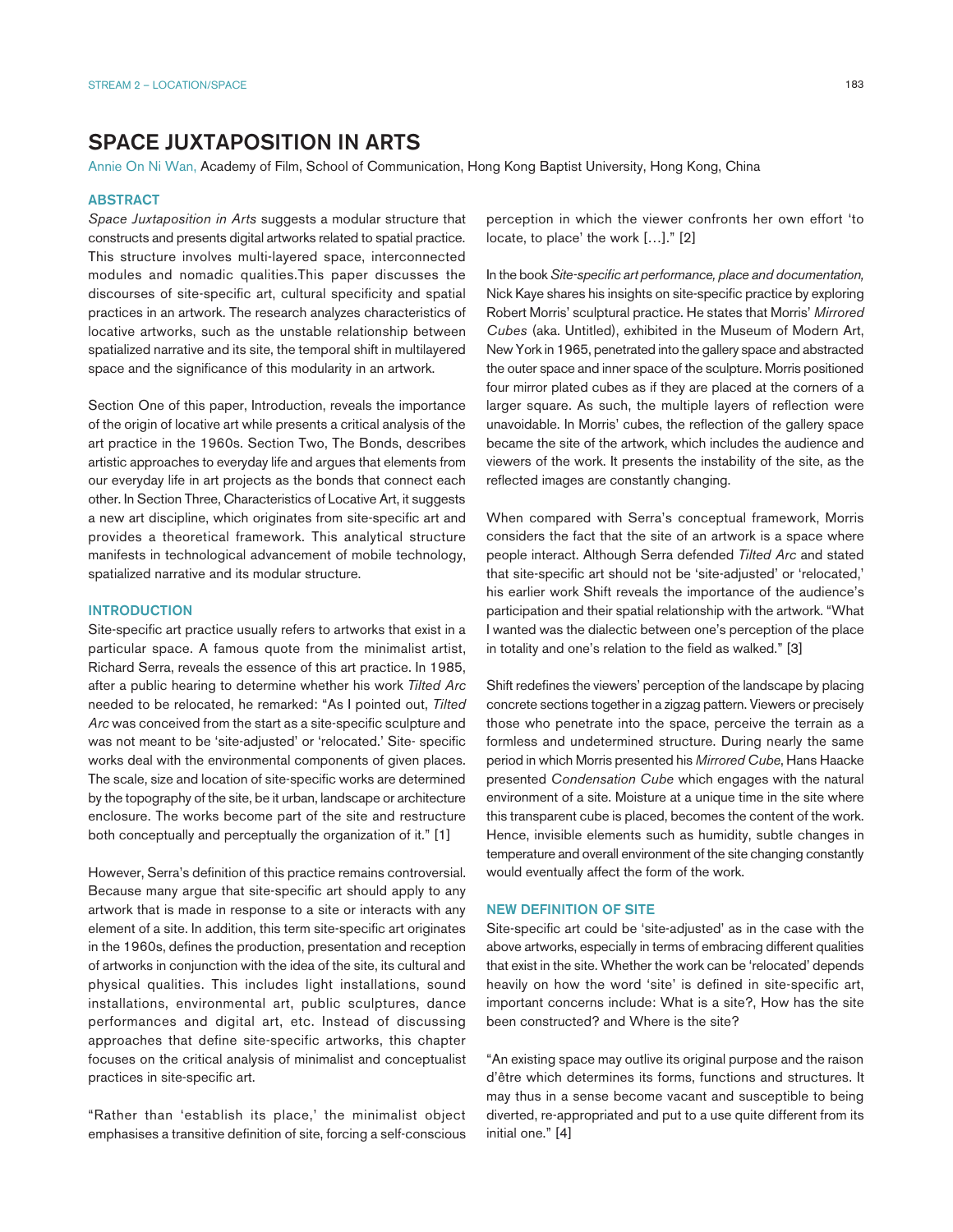# SPACE JUXTAPOSITION IN ARTS

Annie On Ni Wan, Academy of Film, School of Communication, Hong Kong Baptist University, Hong Kong, China

## ABSTRACT

*Space Juxtaposition in Arts* suggests a modular structure that constructs and presents digital artworks related to spatial practice. This structure involves multi-layered space, interconnected modules and nomadic qualities.This paper discusses the discourses of site-specific art, cultural specificity and spatial practices in an artwork. The research analyzes characteristics of locative artworks, such as the unstable relationship between spatialized narrative and its site, the temporal shift in multilayered space and the significance of this modularity in an artwork.

Section One of this paper, Introduction, reveals the importance of the origin of locative art while presents a critical analysis of the art practice in the 1960s. Section Two, The Bonds, describes artistic approaches to everyday life and argues that elements from our everyday life in art projects as the bonds that connect each other. In Section Three, Characteristics of Locative Art, it suggests a new art discipline, which originates from site-specific art and provides a theoretical framework. This analytical structure manifests in technological advancement of mobile technology, spatialized narrative and its modular structure.

## INTRODUCTION

Site-specific art practice usually refers to artworks that exist in a particular space. A famous quote from the minimalist artist, Richard Serra, reveals the essence of this art practice. In 1985, after a public hearing to determine whether his work *Tilted Arc* needed to be relocated, he remarked: "As I pointed out, *Tilted Arc* was conceived from the start as a site-specific sculpture and was not meant to be 'site-adjusted' or 'relocated.' Site- specific works deal with the environmental components of given places. The scale, size and location of site-specific works are determined by the topography of the site, be it urban, landscape or architecture enclosure. The works become part of the site and restructure both conceptually and perceptually the organization of it." [1]

However, Serra's definition of this practice remains controversial. Because many argue that site-specific art should apply to any artwork that is made in response to a site or interacts with any element of a site. In addition, this term site-specific art originates in the 1960s, defines the production, presentation and reception of artworks in conjunction with the idea of the site, its cultural and physical qualities. This includes light installations, sound installations, environmental art, public sculptures, dance performances and digital art, etc. Instead of discussing approaches that define site-specific artworks, this chapter focuses on the critical analysis of minimalist and conceptualist practices in site-specific art.

"Rather than 'establish its place,' the minimalist object emphasises a transitive definition of site, forcing a self-conscious perception in which the viewer confronts her own effort 'to locate, to place' the work [...]." [2]

In the book *Site-specific art performance, place and documentation,* Nick Kaye shares his insights on site-specific practice by exploring Robert Morris' sculptural practice. He states that Morris' *Mirrored Cubes* (aka. Untitled), exhibited in the Museum of Modern Art, New York in 1965, penetrated into the gallery space and abstracted the outer space and inner space of the sculpture. Morris positioned four mirror plated cubes as if they are placed at the corners of a larger square. As such, the multiple layers of reflection were unavoidable. In Morris' cubes, the reflection of the gallery space became the site of the artwork, which includes the audience and viewers of the work. It presents the instability of the site, as the reflected images are constantly changing.

When compared with Serra's conceptual framework, Morris considers the fact that the site of an artwork is a space where people interact. Although Serra defended *Tilted Arc* and stated that site-specific art should not be 'site-adjusted' or 'relocated,' his earlier work Shift reveals the importance of the audience's participation and their spatial relationship with the artwork. "What I wanted was the dialectic between one's perception of the place in totality and one's relation to the field as walked." [3]

Shift redefines the viewers' perception of the landscape by placing concrete sections together in a zigzag pattern. Viewers or precisely those who penetrate into the space, perceive the terrain as a formless and undetermined structure. During nearly the same period in which Morris presented his *Mirrored Cube*, Hans Haacke presented *Condensation Cube* which engages with the natural environment of a site. Moisture at a unique time in the site where this transparent cube is placed, becomes the content of the work. Hence, invisible elements such as humidity, subtle changes in temperature and overall environment of the site changing constantly would eventually affect the form of the work.

## NEW DEFINITION OF SITE

Site-specific art could be 'site-adjusted' as in the case with the above artworks, especially in terms of embracing different qualities that exist in the site. Whether the work can be 'relocated' depends heavily on how the word 'site' is defined in site-specific art, important concerns include: What is a site?, How has the site been constructed? and Where is the site?

"An existing space may outlive its original purpose and the raison d'être which determines its forms, functions and structures. It may thus in a sense become vacant and susceptible to being diverted, re-appropriated and put to a use quite different from its initial one." [4]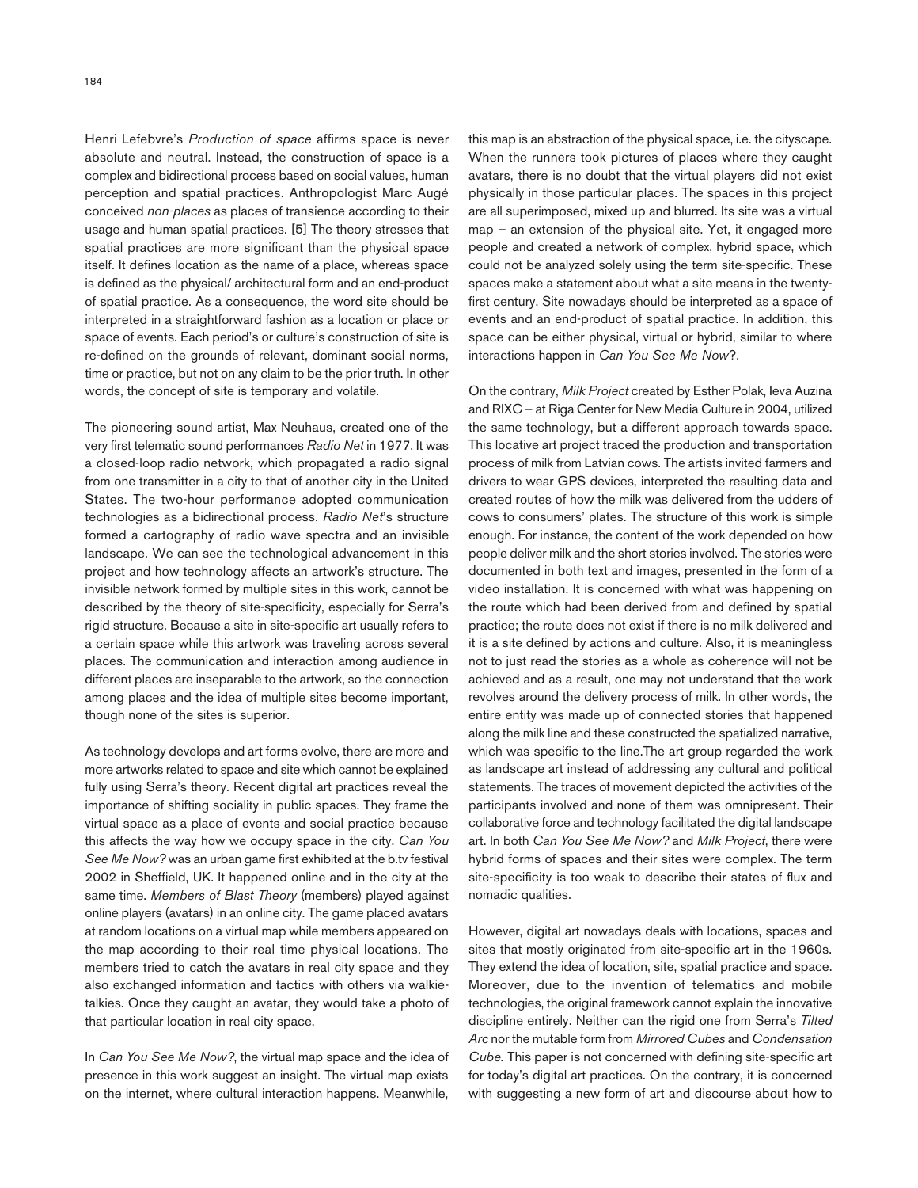Henri Lefebvre's *Production of space* affirms space is never absolute and neutral. Instead, the construction of space is a complex and bidirectional process based on social values, human perception and spatial practices. Anthropologist Marc Augé conceived *non-places* as places of transience according to their usage and human spatial practices. [5] The theory stresses that spatial practices are more significant than the physical space itself. It defines location as the name of a place, whereas space is defined as the physical/ architectural form and an end-product of spatial practice. As a consequence, the word site should be interpreted in a straightforward fashion as a location or place or space of events. Each period's or culture's construction of site is re-defined on the grounds of relevant, dominant social norms, time or practice, but not on any claim to be the prior truth. In other words, the concept of site is temporary and volatile.

The pioneering sound artist, Max Neuhaus, created one of the very first telematic sound performances *Radio Net* in 1977. It was a closed-loop radio network, which propagated a radio signal from one transmitter in a city to that of another city in the United States. The two-hour performance adopted communication technologies as a bidirectional process. *Radio Net*'s structure formed a cartography of radio wave spectra and an invisible landscape. We can see the technological advancement in this project and how technology affects an artwork's structure. The invisible network formed by multiple sites in this work, cannot be described by the theory of site-specificity, especially for Serra's rigid structure. Because a site in site-specific art usually refers to a certain space while this artwork was traveling across several places. The communication and interaction among audience in different places are inseparable to the artwork, so the connection among places and the idea of multiple sites become important, though none of the sites is superior.

As technology develops and art forms evolve, there are more and more artworks related to space and site which cannot be explained fully using Serra's theory. Recent digital art practices reveal the importance of shifting sociality in public spaces. They frame the virtual space as a place of events and social practice because this affects the way how we occupy space in the city. *Can You See Me Now?* was an urban game first exhibited at the b.tv festival 2002 in Sheffield, UK. It happened online and in the city at the same time. *Members of Blast Theory* (members) played against online players (avatars) in an online city. The game placed avatars at random locations on a virtual map while members appeared on the map according to their real time physical locations. The members tried to catch the avatars in real city space and they also exchanged information and tactics with others via walkie-talkies. Once they caught an avatar, they would take a photo of that particular location in real city space.

In *Can You See Me Now?*, the virtual map space and the idea of presence in this work suggest an insight. The virtual map exists on the internet, where cultural interaction happens. Meanwhile, this map is an abstraction of the physical space, i.e. the cityscape. When the runners took pictures of places where they caught avatars, there is no doubt that the virtual players did not exist physically in those particular places. The spaces in this project are all superimposed, mixed up and blurred. Its site was a virtual map – an extension of the physical site. Yet, it engaged more people and created a network of complex, hybrid space, which could not be analyzed solely using the term site-specific. These spaces make a statement about what a site means in the twenty-first century. Site nowadays should be interpreted as a space of events and an end-product of spatial practice. In addition, this space can be either physical, virtual or hybrid, similar to where interactions happen in *Can You See Me Now?*.

On the contrary, *Milk Project* created by Esther Polak, Ieva Auzina and RIXC – at Riga Center for New Media Culture in 2004, utilized the same technology, but a different approach towards space. This locative art project traced the production and transportation process of milk from Latvian cows. The artists invited farmers and drivers to wear GPS devices, interpreted the resulting data and created routes of how the milk was delivered from the udders of cows to consumers' plates. The structure of this work is simple enough. For instance, the content of the work depended on how people deliver milk and the short stories involved. The stories were documented in both text and images, presented in the form of a video installation. It is concerned with what was happening on the route which had been derived from and defined by spatial practice; the route does not exist if there is no milk delivered and it is a site defined by actions and culture. Also, it is meaningless not to just read the stories as a whole as coherence will not be achieved and as a result, one may not understand that the work revolves around the delivery process of milk. In other words, the entire entity was made up of connected stories that happened along the milk line and these constructed the spatialized narrative, which was specific to the line.The art group regarded the work as landscape art instead of addressing any cultural and political statements. The traces of movement depicted the activities of the participants involved and none of them was omnipresent. Their collaborative force and technology facilitated the digital landscape art. In both *Can You See Me Now?* and *Milk Project*, there were hybrid forms of spaces and their sites were complex. The term site-specificity is too weak to describe their states of flux and nomadic qualities.

However, digital art nowadays deals with locations, spaces and sites that mostly originated from site-specific art in the 1960s. They extend the idea of location, site, spatial practice and space. Moreover, due to the invention of telematics and mobile technologies, the original framework cannot explain the innovative discipline entirely. Neither can the rigid one from Serra's *Tilted Arc* nor the mutable form from *Mirrored Cubes* and *Condensation Cube*. This paper is not concerned with defining site-specific art for today's digital art practices. On the contrary, it is concerned with suggesting a new form of art and discourse about how to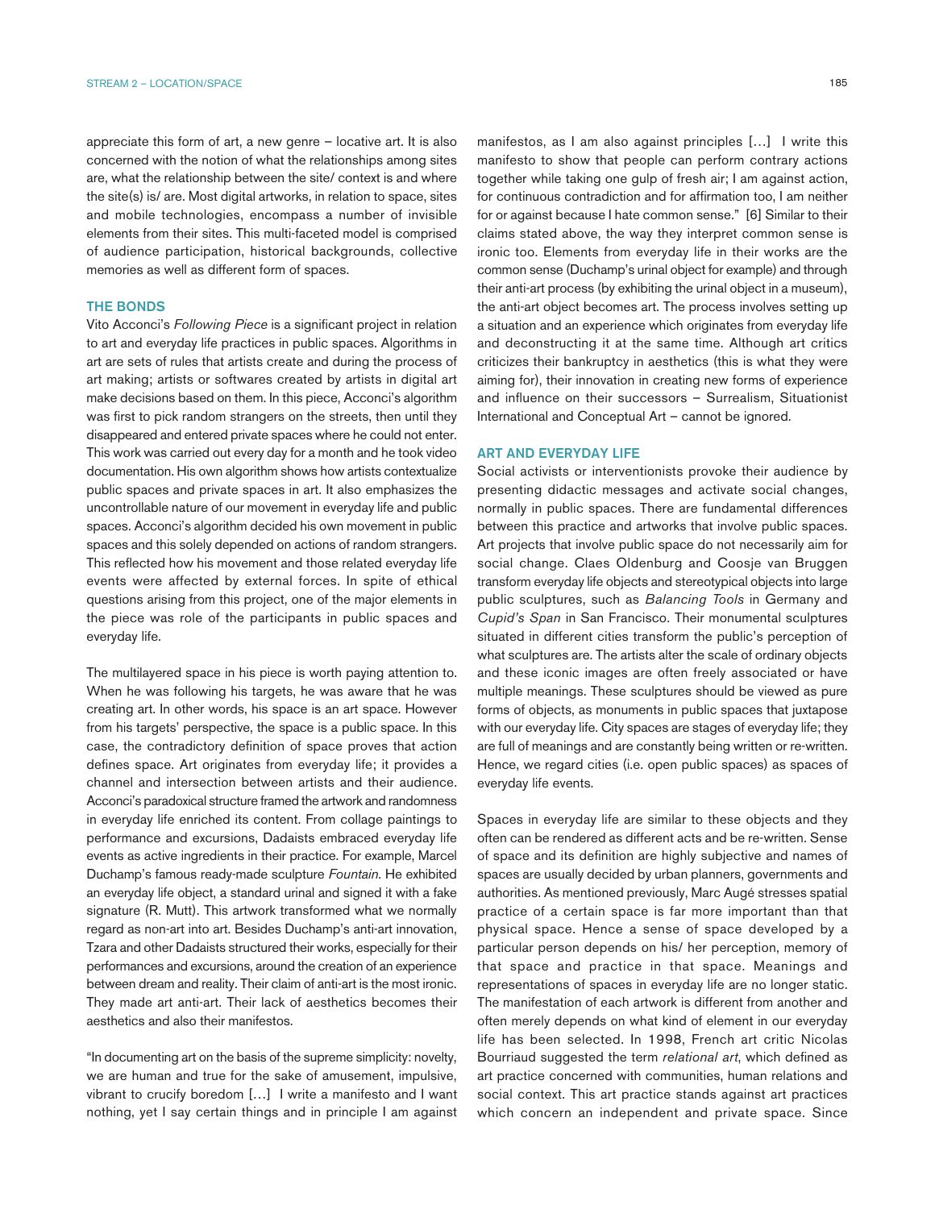appreciate this form of art, a new genre – locative art. It is also concerned with the notion of what the relationships among sites are, what the relationship between the site/ context is and where the site(s) is/ are. Most digital artworks, in relation to space, sites and mobile technologies, encompass a number of invisible elements from their sites. This multi-faceted model is comprised of audience participation, historical backgrounds, collective memories as well as different form of spaces.

## THE BONDS

Vito Acconci's *Following Piece* is a significant project in relation to art and everyday life practices in public spaces. Algorithms in art are sets of rules that artists create and during the process of art making; artists or softwares created by artists in digital art make decisions based on them. In this piece, Acconci's algorithm was first to pick random strangers on the streets, then until they disappeared and entered private spaces where he could not enter. This work was carried out every day for a month and he took video documentation. His own algorithm shows how artists contextualize public spaces and private spaces in art. It also emphasizes the uncontrollable nature of our movement in everyday life and public spaces. Acconci's algorithm decided his own movement in public spaces and this solely depended on actions of random strangers. This reflected how his movement and those related everyday life events were affected by external forces. In spite of ethical questions arising from this project, one of the major elements in the piece was role of the participants in public spaces and everyday life.

The multilayered space in his piece is worth paying attention to. When he was following his targets, he was aware that he was creating art. In other words, his space is an art space. However from his targets' perspective, the space is a public space. In this case, the contradictory definition of space proves that action defines space. Art originates from everyday life; it provides a channel and intersection between artists and their audience. Acconci's paradoxical structure framed the artwork and randomness in everyday life enriched its content. From collage paintings to performance and excursions, Dadaists embraced everyday life events as active ingredients in their practice. For example, Marcel Duchamp's famous ready-made sculpture *Fountain*. He exhibited an everyday life object, a standard urinal and signed it with a fake signature (R. Mutt). This artwork transformed what we normally regard as non-art into art. Besides Duchamp's anti-art innovation, Tzara and other Dadaists structured their works, especially for their performances and excursions, around the creation of an experience between dream and reality. Their claim of anti-art is the most ironic. They made art anti-art. Their lack of aesthetics becomes their aesthetics and also their manifestos.

"In documenting art on the basis of the supreme simplicity: novelty, we are human and true for the sake of amusement, impulsive, vibrant to crucify boredom […] I write a manifesto and I want nothing, yet I say certain things and in principle I am against manifestos, as I am also against principles […] I write this manifesto to show that people can perform contrary actions together while taking one gulp of fresh air; I am against action, for continuous contradiction and for affirmation too, I am neither for or against because I hate common sense." [6] Similar to their claims stated above, the way they interpret common sense is ironic too. Elements from everyday life in their works are the common sense (Duchamp's urinal object for example) and through their anti-art process (by exhibiting the urinal object in a museum), the anti-art object becomes art. The process involves setting up a situation and an experience which originates from everyday life and deconstructing it at the same time. Although art critics criticizes their bankruptcy in aesthetics (this is what they were aiming for), their innovation in creating new forms of experience and influence on their successors – Surrealism, Situationist International and Conceptual Art – cannot be ignored.

## ART AND EVERYDAY LIFE

Social activists or interventionists provoke their audience by presenting didactic messages and activate social changes, normally in public spaces. There are fundamental differences between this practice and artworks that involve public spaces. Art projects that involve public space do not necessarily aim for social change. Claes Oldenburg and Coosje van Bruggen transform everyday life objects and stereotypical objects into large public sculptures, such as *Balancing Tools* in Germany and *Cupid's Span* in San Francisco. Their monumental sculptures situated in different cities transform the public's perception of what sculptures are. The artists alter the scale of ordinary objects and these iconic images are often freely associated or have multiple meanings. These sculptures should be viewed as pure forms of objects, as monuments in public spaces that juxtapose with our everyday life. City spaces are stages of everyday life; they are full of meanings and are constantly being written or re-written. Hence, we regard cities (i.e. open public spaces) as spaces of everyday life events.

Spaces in everyday life are similar to these objects and they often can be rendered as different acts and be re-written. Sense of space and its definition are highly subjective and names of spaces are usually decided by urban planners, governments and authorities. As mentioned previously, Marc Augé stresses spatial practice of a certain space is far more important than that physical space. Hence a sense of space developed by a particular person depends on his/ her perception, memory of that space and practice in that space. Meanings and representations of spaces in everyday life are no longer static. The manifestation of each artwork is different from another and often merely depends on what kind of element in our everyday life has been selected. In 1998, French art critic Nicolas Bourriaud suggested the term *relational art*, which defined as art practice concerned with communities, human relations and social context. This art practice stands against art practices which concern an independent and private space. Since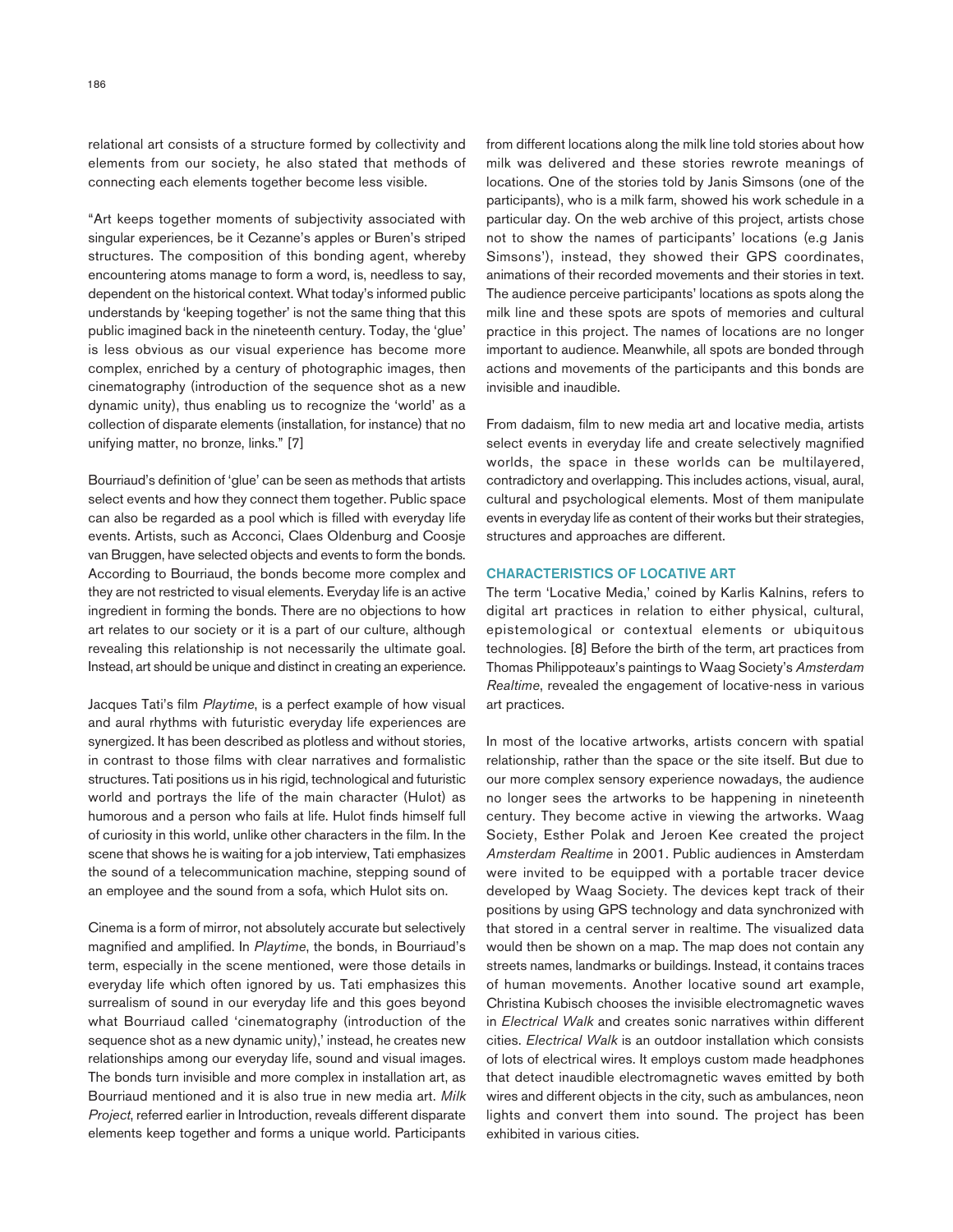relational art consists of a structure formed by collectivity and elements from our society, he also stated that methods of connecting each elements together become less visible.

"Art keeps together moments of subjectivity associated with singular experiences, be it Cezanne's apples or Buren's striped structures. The composition of this bonding agent, whereby encountering atoms manage to form a word, is, needless to say, dependent on the historical context. What today's informed public understands by 'keeping together' is not the same thing that this public imagined back in the nineteenth century. Today, the 'glue' is less obvious as our visual experience has become more complex, enriched by a century of photographic images, then cinematography (introduction of the sequence shot as a new dynamic unity), thus enabling us to recognize the 'world' as a collection of disparate elements (installation, for instance) that no unifying matter, no bronze, links." [7]

Bourriaud's definition of 'glue' can be seen as methods that artists select events and how they connect them together. Public space can also be regarded as a pool which is filled with everyday life events. Artists, such as Acconci, Claes Oldenburg and Coosje van Bruggen, have selected objects and events to form the bonds. According to Bourriaud, the bonds become more complex and they are not restricted to visual elements. Everyday life is an active ingredient in forming the bonds. There are no objections to how art relates to our society or it is a part of our culture, although revealing this relationship is not necessarily the ultimate goal. Instead, art should be unique and distinct in creating an experience.

Jacques Tati's film *Playtime*, is a perfect example of how visual and aural rhythms with futuristic everyday life experiences are synergized. It has been described as plotless and without stories, in contrast to those films with clear narratives and formalistic structures. Tati positions us in his rigid, technological and futuristic world and portrays the life of the main character (Hulot) as humorous and a person who fails at life. Hulot finds himself full of curiosity in this world, unlike other characters in the film. In the scene that shows he is waiting for a job interview, Tati emphasizes the sound of a telecommunication machine, stepping sound of an employee and the sound from a sofa, which Hulot sits on.

Cinema is a form of mirror, not absolutely accurate but selectively magnified and amplified. In *Playtime*, the bonds, in Bourriaud's term, especially in the scene mentioned, were those details in everyday life which often ignored by us. Tati emphasizes this surrealism of sound in our everyday life and this goes beyond what Bourriaud called 'cinematography (introduction of the sequence shot as a new dynamic unity),' instead, he creates new relationships among our everyday life, sound and visual images. The bonds turn invisible and more complex in installation art, as Bourriaud mentioned and it is also true in new media art. *Milk Project*, referred earlier in Introduction, reveals different disparate elements keep together and forms a unique world. Participants from different locations along the milk line told stories about how milk was delivered and these stories rewrote meanings of locations. One of the stories told by Janis Simsons (one of the participants), who is a milk farm, showed his work schedule in a particular day. On the web archive of this project, artists chose not to show the names of participants' locations (e.g Janis Simsons'), instead, they showed their GPS coordinates, animations of their recorded movements and their stories in text. The audience perceive participants' locations as spots along the milk line and these spots are spots of memories and cultural practice in this project. The names of locations are no longer important to audience. Meanwhile, all spots are bonded through actions and movements of the participants and this bonds are invisible and inaudible.

From dadaism, film to new media art and locative media, artists select events in everyday life and create selectively magnified worlds, the space in these worlds can be multilayered, contradictory and overlapping. This includes actions, visual, aural, cultural and psychological elements. Most of them manipulate events in everyday life as content of their works but their strategies, structures and approaches are different.

## CHARACTERISTICS OF LOCATIVE ART

The term 'Locative Media,' coined by Karlis Kalnins, refers to digital art practices in relation to either physical, cultural, epistemological or contextual elements or ubiquitous technologies. [8] Before the birth of the term, art practices from Thomas Philippoteaux's paintings to Waag Society's *Amsterdam Realtime*, revealed the engagement of locative-ness in various art practices.

In most of the locative artworks, artists concern with spatial relationship, rather than the space or the site itself. But due to our more complex sensory experience nowadays, the audience no longer sees the artworks to be happening in nineteenth century. They become active in viewing the artworks. Waag Society, Esther Polak and Jeroen Kee created the project *Amsterdam Realtime* in 2001. Public audiences in Amsterdam were invited to be equipped with a portable tracer device developed by Waag Society. The devices kept track of their positions by using GPS technology and data synchronized with that stored in a central server in realtime. The visualized data would then be shown on a map. The map does not contain any streets names, landmarks or buildings. Instead, it contains traces of human movements. Another locative sound art example, Christina Kubisch chooses the invisible electromagnetic waves in *Electrical Walk* and creates sonic narratives within different cities. *Electrical Walk* is an outdoor installation which consists of lots of electrical wires. It employs custom made headphones that detect inaudible electromagnetic waves emitted by both wires and different objects in the city, such as ambulances, neon lights and convert them into sound. The project has been exhibited in various cities.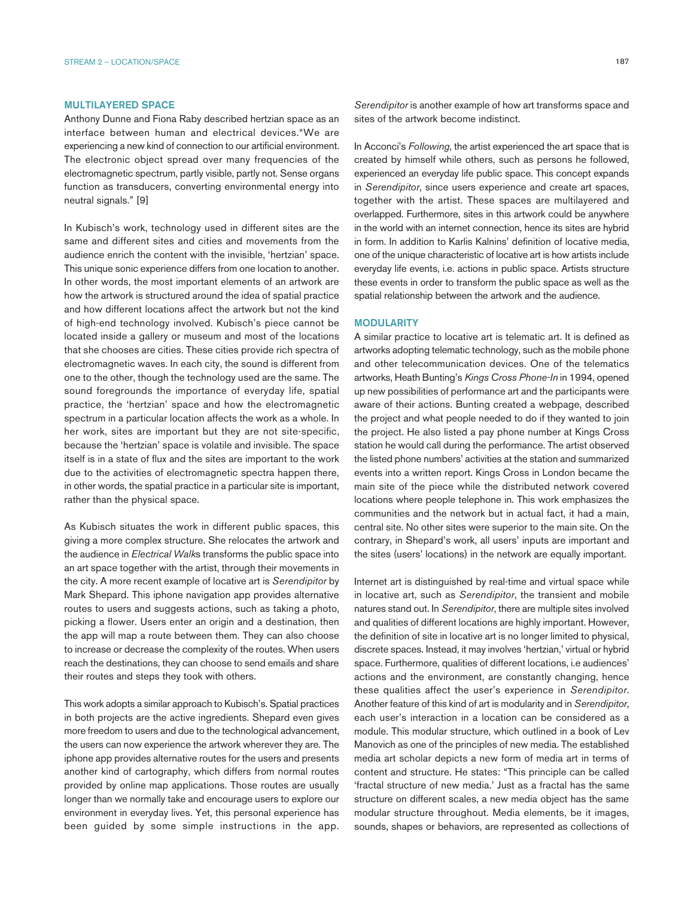## MULTILAYERED SPACE

Anthony Dunne and Fiona Raby described hertzian space as an interface between human and electrical devices."We are experiencing a new kind of connection to our artificial environment. The electronic object spread over many frequencies of the electromagnetic spectrum, partly visible, partly not. Sense organs function as transducers, converting environmental energy into neutral signals." [9]

In Kubisch's work, technology used in different sites are the same and different sites and cities and movements from the audience enrich the content with the invisible, 'hertzian' space. This unique sonic experience differs from one location to another. In other words, the most important elements of an artwork are how the artwork is structured around the idea of spatial practice and how different locations affect the artwork but not the kind of high-end technology involved. Kubisch's piece cannot be located inside a gallery or museum and most of the locations that she chooses are cities. These cities provide rich spectra of electromagnetic waves. In each city, the sound is different from one to the other, though the technology used are the same. The sound foregrounds the importance of everyday life, spatial practice, the 'hertzian' space and how the electromagnetic spectrum in a particular location affects the work as a whole. In her work, sites are important but they are not site-specific, because the 'hertzian' space is volatile and invisible. The space itself is in a state of flux and the sites are important to the work due to the activities of electromagnetic spectra happen there, in other words, the spatial practice in a particular site is important, rather than the physical space.

As Kubisch situates the work in different public spaces, this giving a more complex structure. She relocates the artwork and the audience in *Electrical Walk*s transforms the public space into an art space together with the artist, through their movements in the city. A more recent example of locative art is *Serendipitor* by Mark Shepard. This iphone navigation app provides alternative routes to users and suggests actions, such as taking a photo, picking a flower. Users enter an origin and a destination, then the app will map a route between them. They can also choose to increase or decrease the complexity of the routes. When users reach the destinations, they can choose to send emails and share their routes and steps they took with others.

This work adopts a similar approach to Kubisch's. Spatial practices in both projects are the active ingredients. Shepard even gives more freedom to users and due to the technological advancement, the users can now experience the artwork wherever they are. The iphone app provides alternative routes for the users and presents another kind of cartography, which differs from normal routes provided by online map applications. Those routes are usually longer than we normally take and encourage users to explore our environment in everyday lives. Yet, this personal experience has been guided by some simple instructions in the app. *Serendipitor* is another example of how art transforms space and sites of the artwork become indistinct.

In Acconci's *Following*, the artist experienced the art space that is created by himself while others, such as persons he followed, experienced an everyday life public space. This concept expands in *Serendipitor*, since users experience and create art spaces, together with the artist. These spaces are multilayered and overlapped. Furthermore, sites in this artwork could be anywhere in the world with an internet connection, hence its sites are hybrid in form. In addition to Karlis Kalnins' definition of locative media, one of the unique characteristic of locative art is how artists include everyday life events, i.e. actions in public space. Artists structure these events in order to transform the public space as well as the spatial relationship between the artwork and the audience.

## MODULARITY

A similar practice to locative art is telematic art. It is defined as artworks adopting telematic technology, such as the mobile phone and other telecommunication devices. One of the telematics artworks, Heath Bunting's *Kings Cross Phone-In* in 1994, opened up new possibilities of performance art and the participants were aware of their actions. Bunting created a webpage, described the project and what people needed to do if they wanted to join the project. He also listed a pay phone number at Kings Cross station he would call during the performance. The artist observed the listed phone numbers' activities at the station and summarized events into a written report. Kings Cross in London became the main site of the piece while the distributed network covered locations where people telephone in. This work emphasizes the communities and the network but in actual fact, it had a main, central site. No other sites were superior to the main site. On the contrary, in Shepard's work, all users' inputs are important and the sites (users' locations) in the network are equally important.

Internet art is distinguished by real-time and virtual space while in locative art, such as *Serendipitor*, the transient and mobile natures stand out. In *Serendipitor*, there are multiple sites involved and qualities of different locations are highly important. However, the definition of site in locative art is no longer limited to physical, discrete spaces. Instead, it may involves 'hertzian,' virtual or hybrid space. Furthermore, qualities of different locations, i.e audiences' actions and the environment, are constantly changing, hence these qualities affect the user's experience in *Serendipitor*. Another feature of this kind of art is modularity and in *Serendipitor*, each user's interaction in a location can be considered as a module. This modular structure, which outlined in a book of Lev Manovich as one of the principles of new media. The established media art scholar depicts a new form of media art in terms of content and structure. He states: "This principle can be called 'fractal structure of new media.' Just as a fractal has the same structure on different scales, a new media object has the same modular structure throughout. Media elements, be it images, sounds, shapes or behaviors, are represented as collections of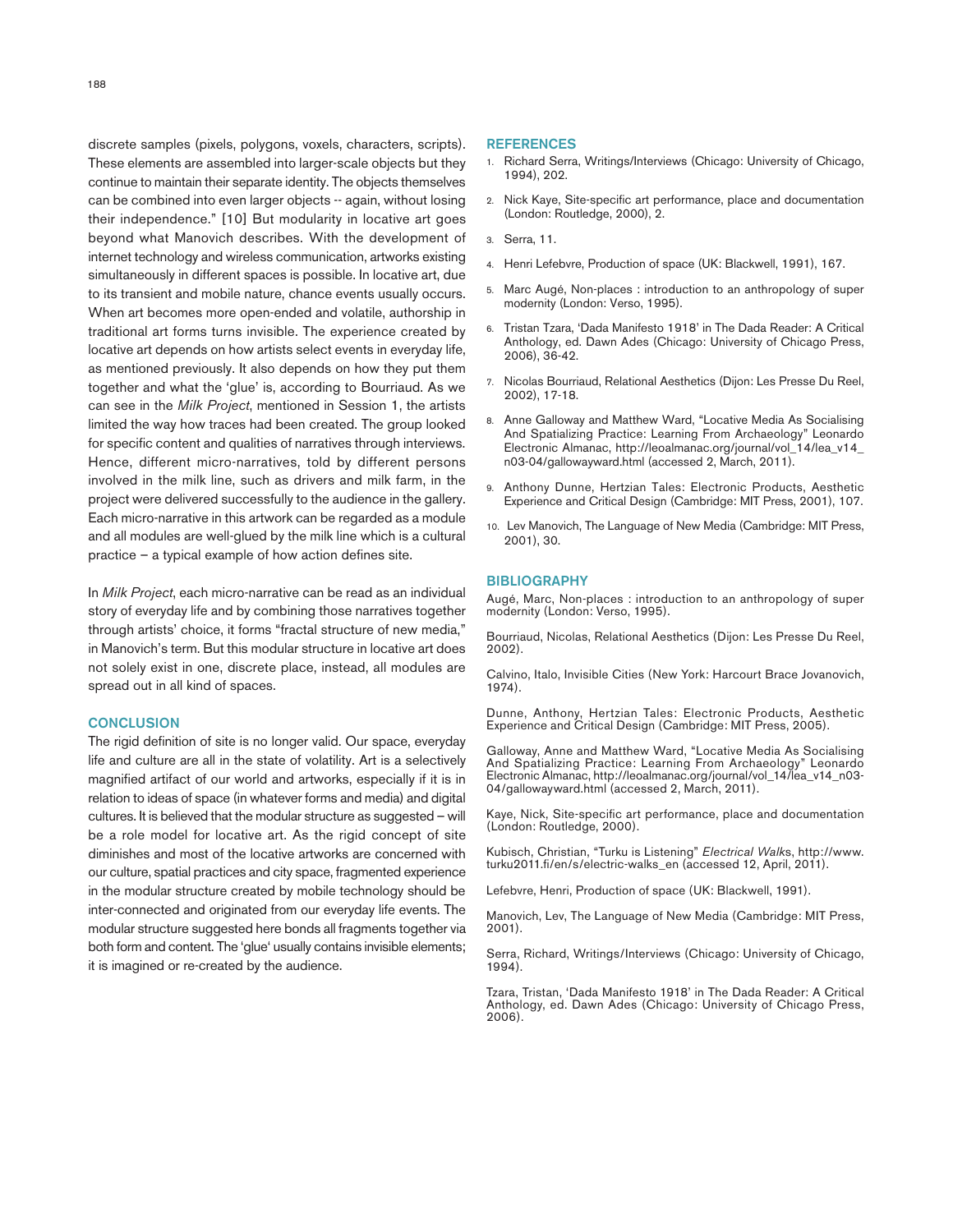discrete samples (pixels, polygons, voxels, characters, scripts). These elements are assembled into larger-scale objects but they continue to maintain their separate identity. The objects themselves can be combined into even larger objects -- again, without losing their independence." [10] But modularity in locative art goes beyond what Manovich describes. With the development of internet technology and wireless communication, artworks existing simultaneously in different spaces is possible. In locative art, due to its transient and mobile nature, chance events usually occurs. When art becomes more open-ended and volatile, authorship in traditional art forms turns invisible. The experience created by locative art depends on how artists select events in everyday life, as mentioned previously. It also depends on how they put them together and what the 'glue' is, according to Bourriaud. As we can see in the *Milk Project*, mentioned in Session 1, the artists limited the way how traces had been created. The group looked for specific content and qualities of narratives through interviews. Hence, different micro-narratives, told by different persons involved in the milk line, such as drivers and milk farm, in the project were delivered successfully to the audience in the gallery. Each micro-narrative in this artwork can be regarded as a module and all modules are well-glued by the milk line which is a cultural practice – a typical example of how action defines site.

In *Milk Project*, each micro-narrative can be read as an individual story of everyday life and by combining those narratives together through artists' choice, it forms "fractal structure of new media," in Manovich's term. But this modular structure in locative art does not solely exist in one, discrete place, instead, all modules are spread out in all kind of spaces.

## CONCLUSION

The rigid definition of site is no longer valid. Our space, everyday life and culture are all in the state of volatility. Art is a selectively magnified artifact of our world and artworks, especially if it is in relation to ideas of space (in whatever forms and media) and digital cultures. It is believed that the modular structure as suggested – will be a role model for locative art. As the rigid concept of site diminishes and most of the locative artworks are concerned with our culture, spatial practices and city space, fragmented experience in the modular structure created by mobile technology should be inter-connected and originated from our everyday life events. The modular structure suggested here bonds all fragments together via both form and content. The 'glue' usually contains invisible elements; it is imagined or re-created by the audience.

## REFERENCES

1. Richard Serra, Writings/Interviews (Chicago: University of Chicago, 1994), 202.
2. Nick Kaye, Site-specific art performance, place and documentation (London: Routledge, 2000), 2.
3. Serra, 11.
4. Henri Lefebvre, Production of space (UK: Blackwell, 1991), 167.
5. Marc Augé, Non-places : introduction to an anthropology of super modernity (London: Verso, 1995).
6. Tristan Tzara, 'Dada Manifesto 1918' in The Dada Reader: A Critical Anthology, ed. Dawn Ades (Chicago: University of Chicago Press, 2006), 36-42.
7. Nicolas Bourriaud, Relational Aesthetics (Dijon: Les Presse Du Reel, 2002), 17-18.
8. Anne Galloway and Matthew Ward, "Locative Media As Socialising And Spatializing Practice: Learning From Archaeology" Leonardo Electronic Almanac, http://leoalmanac.org/journal/vol_14/lea_v14_n03-04/gallowayward.html (accessed 2, March, 2011).
9. Anthony Dunne, Hertzian Tales: Electronic Products, Aesthetic Experience and Critical Design (Cambridge: MIT Press, 2001), 107.
10. Lev Manovich, The Language of New Media (Cambridge: MIT Press, 2001), 30.

## BIBLIOGRAPHY

Augé, Marc, Non-places : introduction to an anthropology of super modernity (London: Verso, 1995).

Bourriaud, Nicolas, Relational Aesthetics (Dijon: Les Presse Du Reel, 2002).

Calvino, Italo, Invisible Cities (New York: Harcourt Brace Jovanovich, 1974).

Dunne, Anthony, Hertzian Tales: Electronic Products, Aesthetic Experience and Critical Design (Cambridge: MIT Press, 2005).

Galloway, Anne and Matthew Ward, "Locative Media As Socialising And Spatializing Practice: Learning From Archaeology" Leonardo Electronic Almanac, http://leoalmanac.org/journal/vol_14/lea_v14_n03-04/gallowayward.html (accessed 2, March, 2011).

Kaye, Nick, Site-specific art performance, place and documentation (London: Routledge, 2000).

Kubisch, Christian, "Turku is Listening" *Electrical Walks*, http://www.turku2011.fi/en/s/electric-walks_en (accessed 12, April, 2011).

Lefebvre, Henri, Production of space (UK: Blackwell, 1991).

Manovich, Lev, The Language of New Media (Cambridge: MIT Press, 2001).

Serra, Richard, Writings/Interviews (Chicago: University of Chicago, 1994).

Tzara, Tristan, 'Dada Manifesto 1918' in The Dada Reader: A Critical Anthology, ed. Dawn Ades (Chicago: University of Chicago Press, 2006).